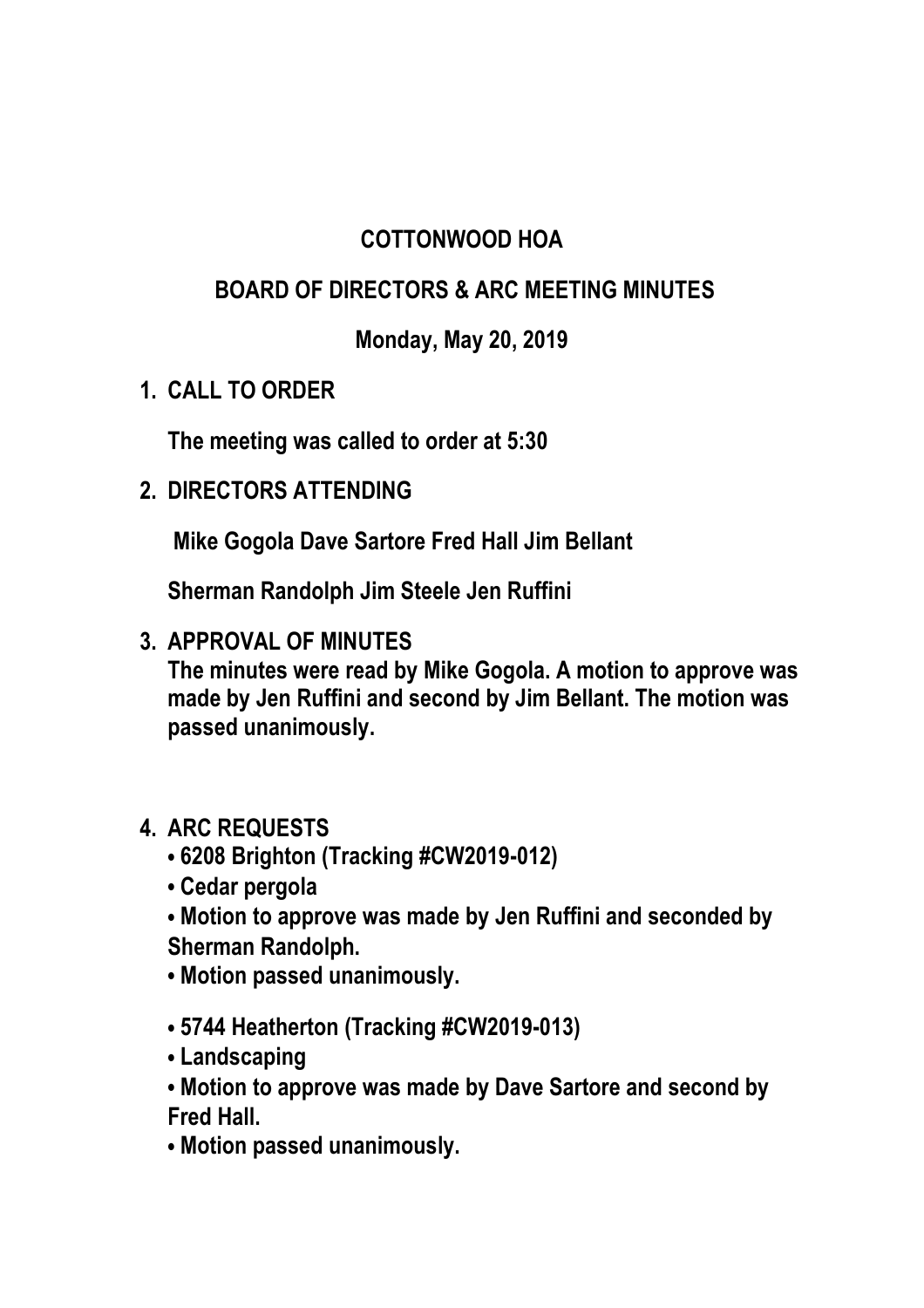# COTTONWOOD HOA

## BOARD OF DIRECTORS & ARC MEETING MINUTES

### Monday, May 20, 2019

1. **CALL TO ORDER**

   **The meeting was called to order at 5:30**

2. **DIRECTORS ATTENDING**

   **Mike Gogola Dave Sartore Fred Hall Jim Bellant**

   **Sherman Randolph Jim Steele Jen Ruffini**

3. **APPROVAL OF MINUTES**
   **The minutes were read by Mike Gogola. A motion to approve was made by Jen Ruffini and second by Jim Bellant. The motion was passed unanimously.**

4. **ARC REQUESTS**
   - **6208 Brighton (Tracking #CW2019-012)**
   - **Cedar pergola**
   - **Motion to approve was made by Jen Ruffini and seconded by Sherman Randolph.**
   - **Motion passed unanimously.**

   - **5744 Heatherton (Tracking #CW2019-013)**
   - **Landscaping**
   - **Motion to approve was made by Dave Sartore and second by Fred Hall.**
   - **Motion passed unanimously.**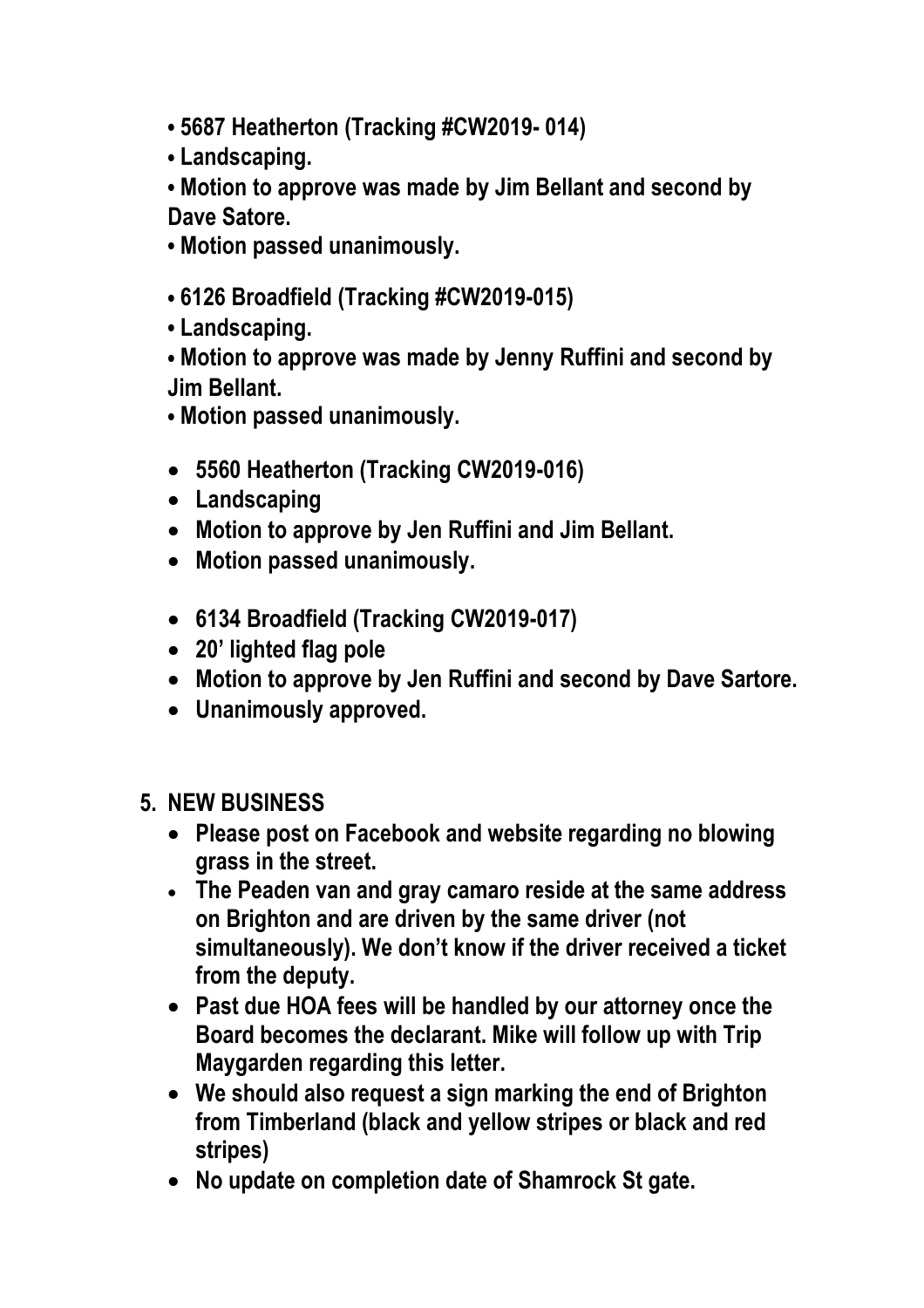- **5687 Heatherton (Tracking #CW2019- 014)**
- **Landscaping.**
- **Motion to approve was made by Jim Bellant and second by Dave Satore.**
- **Motion passed unanimously.**

- **6126 Broadfield (Tracking #CW2019-015)**
- **Landscaping.**
- **Motion to approve was made by Jenny Ruffini and second by Jim Bellant.**
- **Motion passed unanimously.**

- **5560 Heatherton (Tracking CW2019-016)**
- **Landscaping**
- **Motion to approve by Jen Ruffini and Jim Bellant.**
- **Motion passed unanimously.**

- **6134 Broadfield (Tracking CW2019-017)**
- **20' lighted flag pole**
- **Motion to approve by Jen Ruffini and second by Dave Sartore.**
- **Unanimously approved.**

## 5. NEW BUSINESS

- **Please post on Facebook and website regarding no blowing grass in the street.**
- **The Peaden van and gray camaro reside at the same address on Brighton and are driven by the same driver (not simultaneously). We don't know if the driver received a ticket from the deputy.**
- **Past due HOA fees will be handled by our attorney once the Board becomes the declarant. Mike will follow up with Trip Maygarden regarding this letter.**
- **We should also request a sign marking the end of Brighton from Timberland (black and yellow stripes or black and red stripes)**
- **No update on completion date of Shamrock St gate.**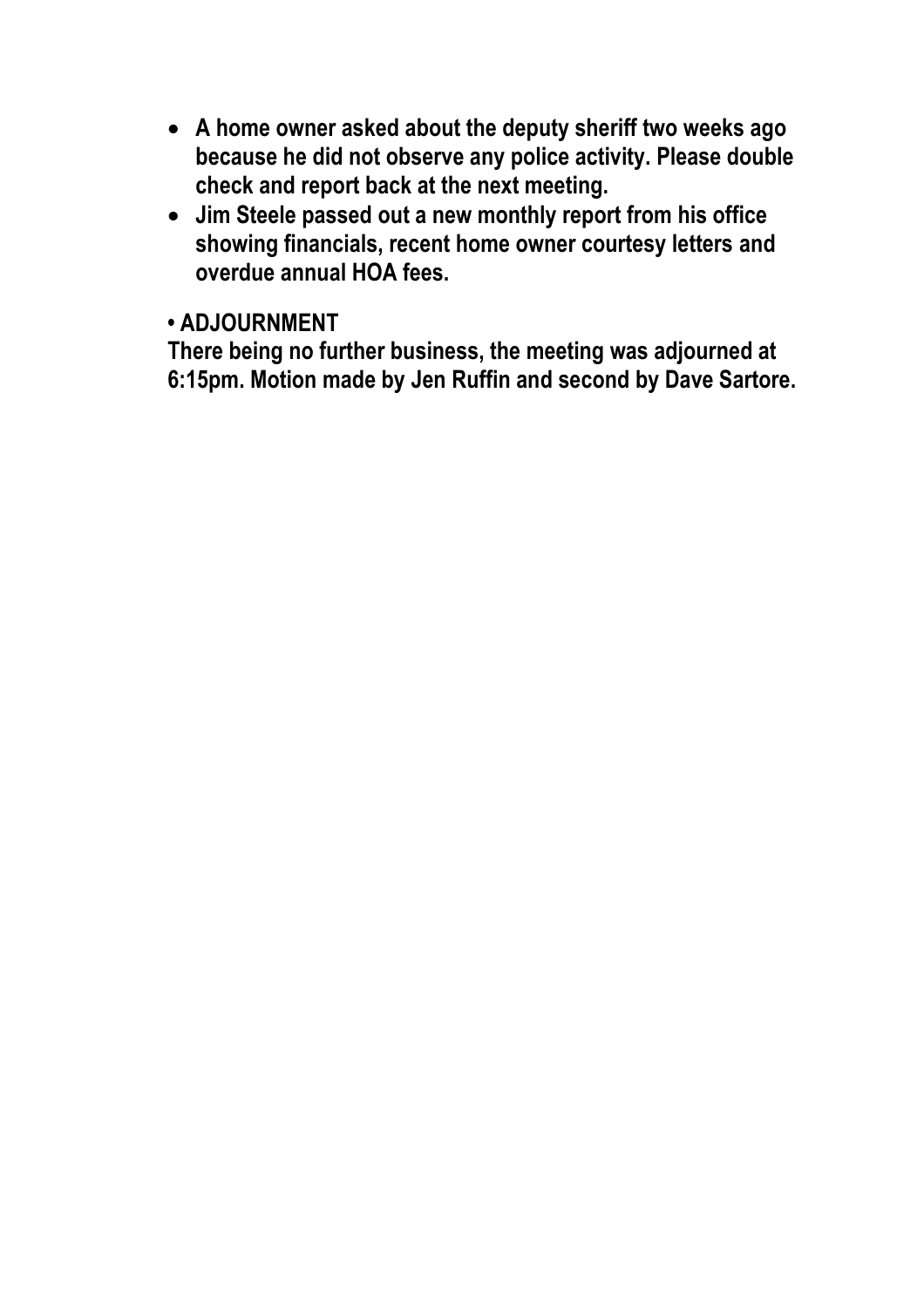- **A home owner asked about the deputy sheriff two weeks ago because he did not observe any police activity. Please double check and report back at the next meeting.**
- **Jim Steele passed out a new monthly report from his office showing financials, recent home owner courtesy letters and overdue annual HOA fees.**

**• ADJOURNMENT**

**There being no further business, the meeting was adjourned at 6:15pm. Motion made by Jen Ruffin and second by Dave Sartore.**